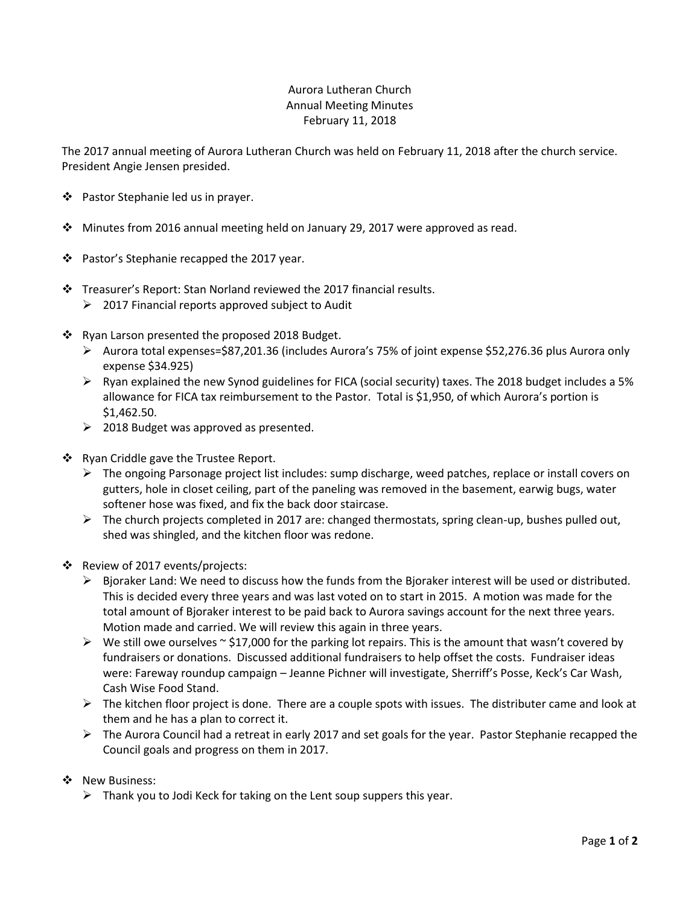# Aurora Lutheran Church
## Annual Meeting Minutes
### February 11, 2018

The 2017 annual meeting of Aurora Lutheran Church was held on February 11, 2018 after the church service. President Angie Jensen presided.

- Pastor Stephanie led us in prayer.

- Minutes from 2016 annual meeting held on January 29, 2017 were approved as read.

- Pastor's Stephanie recapped the 2017 year.

- Treasurer's Report: Stan Norland reviewed the 2017 financial results.
  - 2017 Financial reports approved subject to Audit

- Ryan Larson presented the proposed 2018 Budget.
  - Aurora total expenses=$87,201.36 (includes Aurora's 75% of joint expense $52,276.36 plus Aurora only expense $34.925)
  - Ryan explained the new Synod guidelines for FICA (social security) taxes. The 2018 budget includes a 5% allowance for FICA tax reimbursement to the Pastor. Total is $1,950, of which Aurora's portion is $1,462.50.
  - 2018 Budget was approved as presented.

- Ryan Criddle gave the Trustee Report.
  - The ongoing Parsonage project list includes: sump discharge, weed patches, replace or install covers on gutters, hole in closet ceiling, part of the paneling was removed in the basement, earwig bugs, water softener hose was fixed, and fix the back door staircase.
  - The church projects completed in 2017 are: changed thermostats, spring clean-up, bushes pulled out, shed was shingled, and the kitchen floor was redone.

- Review of 2017 events/projects:
  - Bjoraker Land: We need to discuss how the funds from the Bjoraker interest will be used or distributed. This is decided every three years and was last voted on to start in 2015. A motion was made for the total amount of Bjoraker interest to be paid back to Aurora savings account for the next three years. Motion made and carried. We will review this again in three years.
  - We still owe ourselves ~ $17,000 for the parking lot repairs. This is the amount that wasn't covered by fundraisers or donations. Discussed additional fundraisers to help offset the costs. Fundraiser ideas were: Fareway roundup campaign – Jeanne Pichner will investigate, Sherriff's Posse, Keck's Car Wash, Cash Wise Food Stand.
  - The kitchen floor project is done. There are a couple spots with issues. The distributer came and look at them and he has a plan to correct it.
  - The Aurora Council had a retreat in early 2017 and set goals for the year. Pastor Stephanie recapped the Council goals and progress on them in 2017.

- New Business:
  - Thank you to Jodi Keck for taking on the Lent soup suppers this year.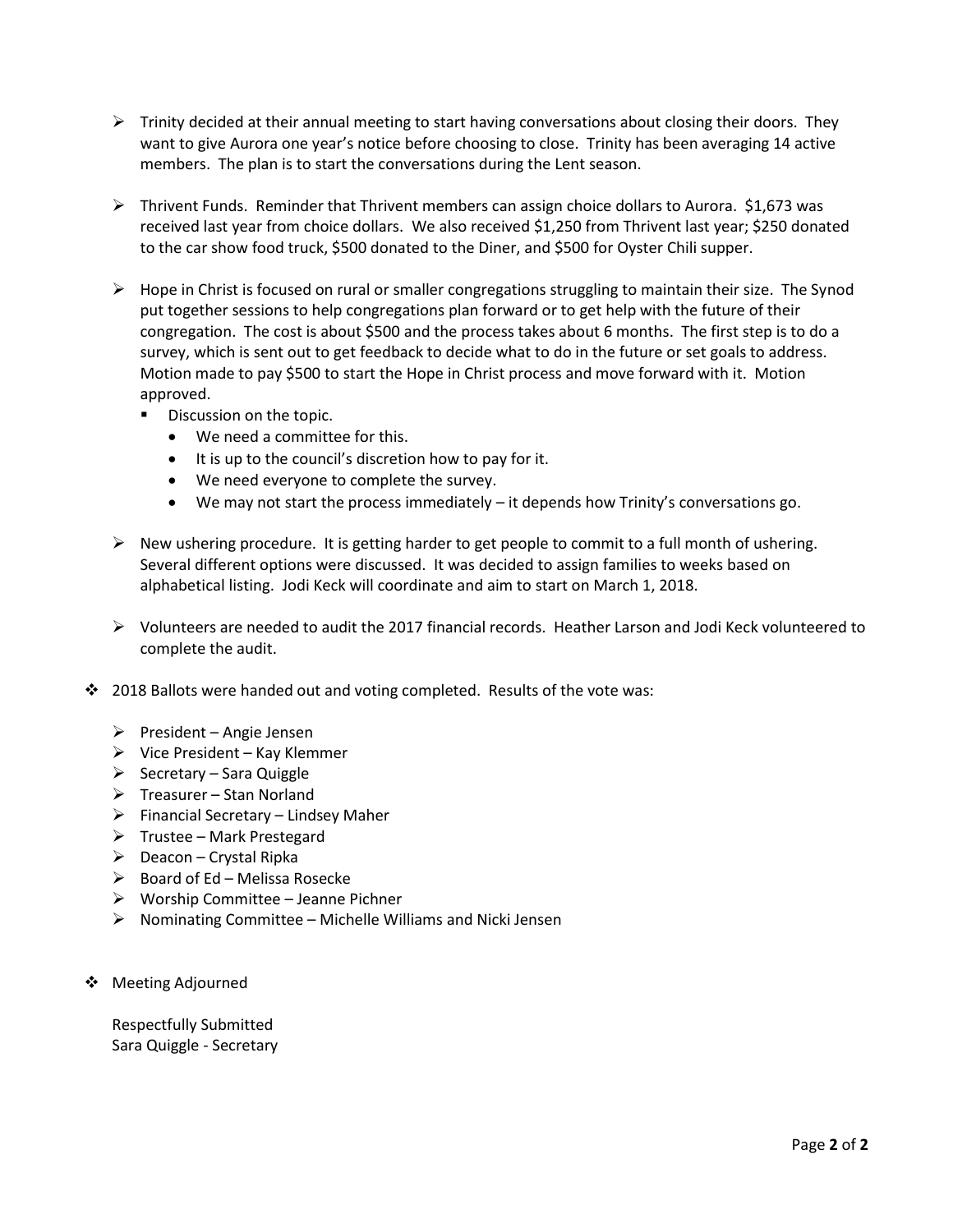- Trinity decided at their annual meeting to start having conversations about closing their doors. They want to give Aurora one year's notice before choosing to close. Trinity has been averaging 14 active members. The plan is to start the conversations during the Lent season.

- Thrivent Funds. Reminder that Thrivent members can assign choice dollars to Aurora. $1,673 was received last year from choice dollars. We also received $1,250 from Thrivent last year; $250 donated to the car show food truck, $500 donated to the Diner, and $500 for Oyster Chili supper.

- Hope in Christ is focused on rural or smaller congregations struggling to maintain their size. The Synod put together sessions to help congregations plan forward or to get help with the future of their congregation. The cost is about $500 and the process takes about 6 months. The first step is to do a survey, which is sent out to get feedback to decide what to do in the future or set goals to address. Motion made to pay $500 to start the Hope in Christ process and move forward with it. Motion approved.
  - Discussion on the topic.
    - We need a committee for this.
    - It is up to the council's discretion how to pay for it.
    - We need everyone to complete the survey.
    - We may not start the process immediately – it depends how Trinity's conversations go.

- New ushering procedure. It is getting harder to get people to commit to a full month of ushering. Several different options were discussed. It was decided to assign families to weeks based on alphabetical listing. Jodi Keck will coordinate and aim to start on March 1, 2018.

- Volunteers are needed to audit the 2017 financial records. Heather Larson and Jodi Keck volunteered to complete the audit.

- 2018 Ballots were handed out and voting completed. Results of the vote was:
  - President – Angie Jensen
  - Vice President – Kay Klemmer
  - Secretary – Sara Quiggle
  - Treasurer – Stan Norland
  - Financial Secretary – Lindsey Maher
  - Trustee – Mark Prestegard
  - Deacon – Crystal Ripka
  - Board of Ed – Melissa Rosecke
  - Worship Committee – Jeanne Pichner
  - Nominating Committee – Michelle Williams and Nicki Jensen

- Meeting Adjourned

Respectfully Submitted
Sara Quiggle - Secretary